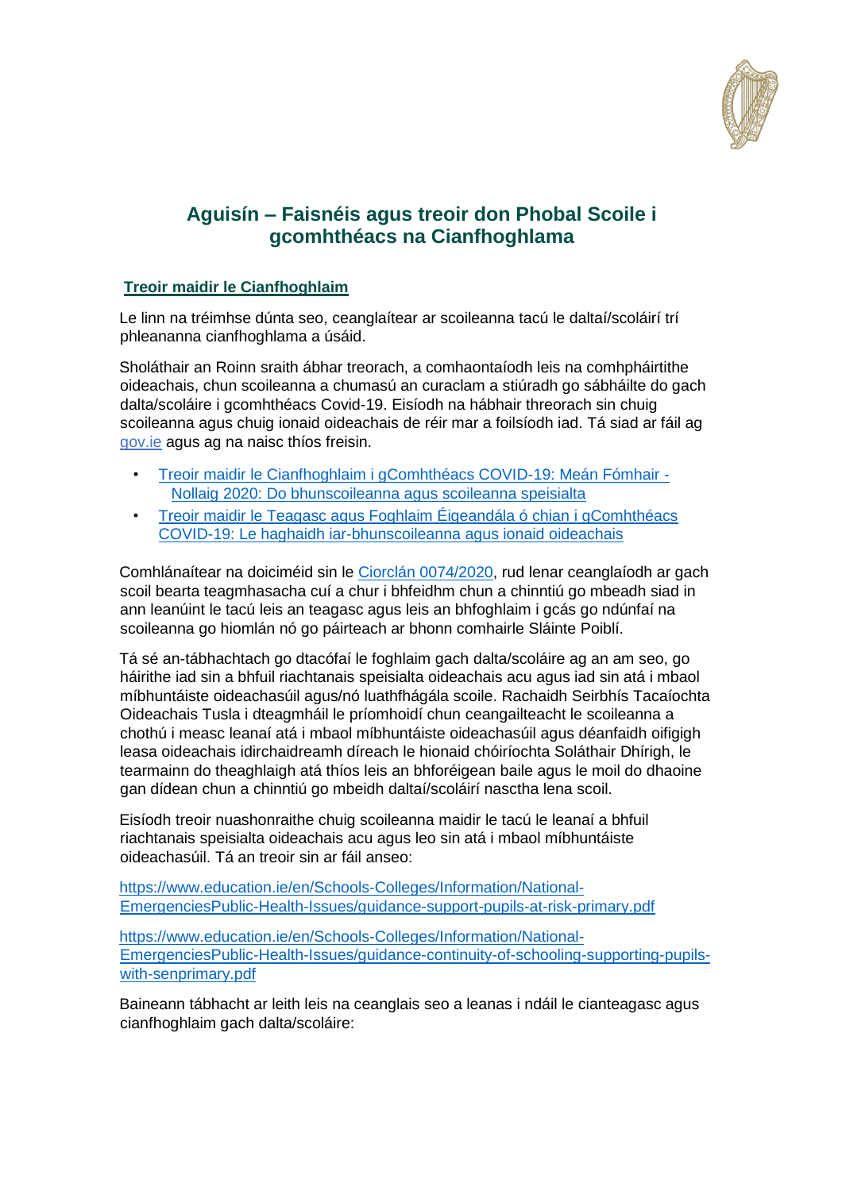# Aguisín – Faisnéis agus treoir don Phobal Scoile i gcomhthéacs na Cianfhoghlama

## Treoir maidir le Cianfhoghlaim

Le linn na tréimhse dúnta seo, ceanglaítear ar scoileanna tacú le daltaí/scoláirí trí phleananna cianfhoghlama a úsáid.

Sholáthair an Roinn sraith ábhar treorach, a comhaontaíodh leis na comhpháirtithe oideachais, chun scoileanna a chumasú an curaclam a stiúradh go sábháilte do gach dalta/scoláire i gcomhthéacs Covid-19. Eisíodh na hábhair threorach sin chuig scoileanna agus chuig ionaid oideachais de réir mar a foilsíodh iad. Tá siad ar fáil ag gov.ie agus ag na naisc thíos freisin.

- Treoir maidir le Cianfhoghlaim i gComhthéacs COVID-19: Meán Fómhair - Nollaig 2020: Do bhunscoileanna agus scoileanna speisialta
- Treoir maidir le Teagasc agus Foghlaim Éigeandála ó chian i gComhthéacs COVID-19: Le haghaidh iar-bhunscoileanna agus ionaid oideachais

Comhlánaítear na doiciméid sin le Ciorclán 0074/2020, rud lenar ceanglaíodh ar gach scoil bearta teagmhasacha cuí a chur i bhfeidhm chun a chinntiú go mbeadh siad in ann leanúint le tacú leis an teagasc agus leis an bhfoghlaim i gcás go ndúnfaí na scoileanna go hiomlán nó go páirteach ar bhonn comhairle Sláinte Poiblí.

Tá sé an-tábhachtach go dtacófaí le foghlaim gach dalta/scoláire ag an am seo, go háirithe iad sin a bhfuil riachtanais speisialta oideachais acu agus iad sin atá i mbaol míbhuntáiste oideachasúil agus/nó luathfhágála scoile. Rachaidh Seirbhís Tacaíochta Oideachais Tusla i dteagmháil le príomhoidí chun ceangailteacht le scoileanna a chothú i measc leanaí atá i mbaol míbhuntáiste oideachasúil agus déanfaidh oifigigh leasa oideachais idirchaidreamh díreach le hionaid chóiríochta Soláthair Dhírigh, le tearmainn do theaghlaigh atá thíos leis an bhforéigean baile agus le moil do dhaoine gan dídean chun a chinntiú go mbeidh daltaí/scoláirí nasctha lena scoil.

Eisíodh treoir nuashonraithe chuig scoileanna maidir le tacú le leanaí a bhfuil riachtanais speisialta oideachais acu agus leo sin atá i mbaol míbhuntáiste oideachasúil. Tá an treoir sin ar fáil anseo:

https://www.education.ie/en/Schools-Colleges/Information/National-EmergenciesPublic-Health-Issues/guidance-support-pupils-at-risk-primary.pdf

https://www.education.ie/en/Schools-Colleges/Information/National-EmergenciesPublic-Health-Issues/guidance-continuity-of-schooling-supporting-pupils-with-senprimary.pdf

Baineann tábhacht ar leith leis na ceanglais seo a leanas i ndáil le cianteagasc agus cianfhoghlaim gach dalta/scoláire: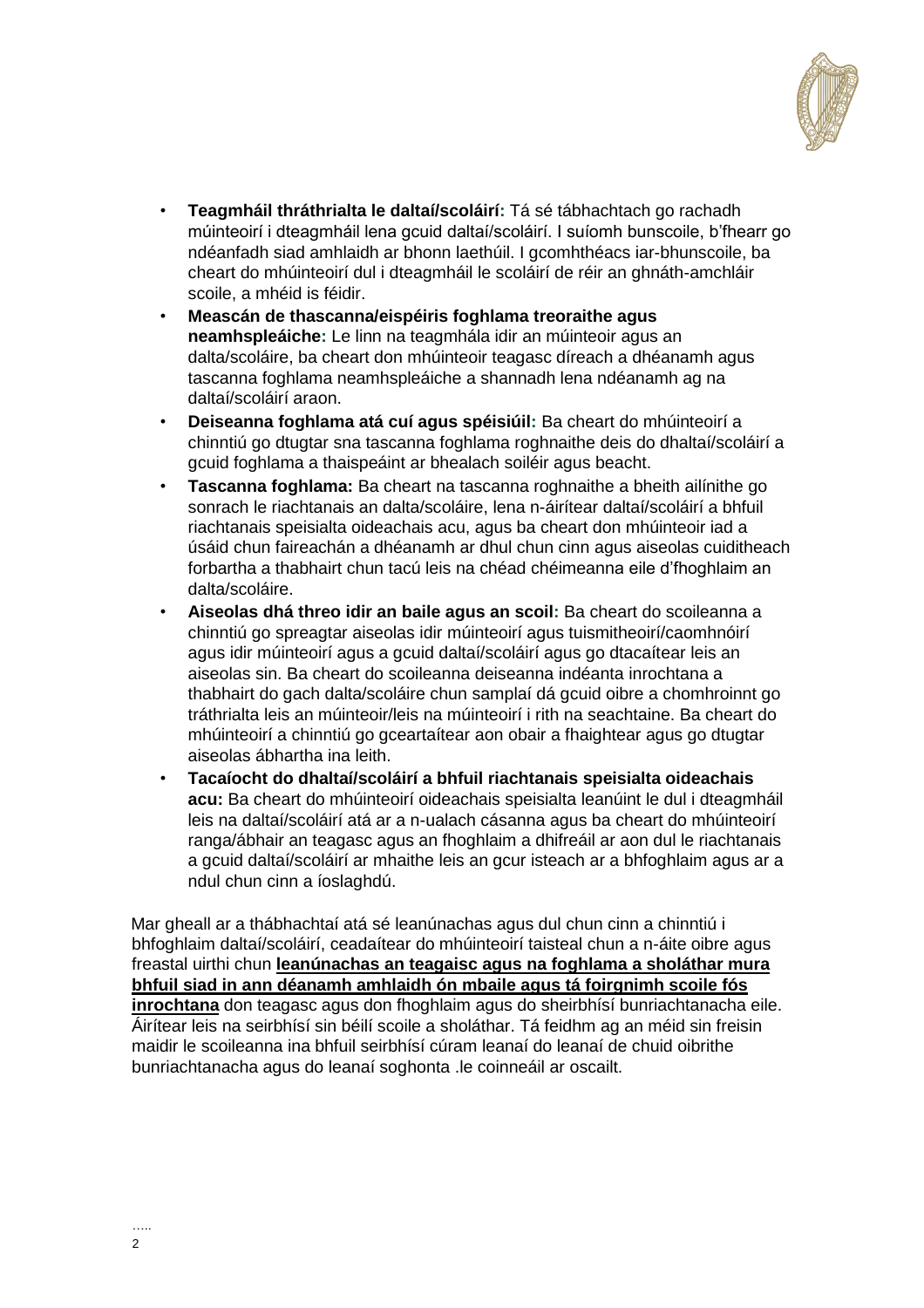- **Teagmháil thráthrialta le daltaí/scoláirí:** Tá sé tábhachtach go rachadh múinteoirí i dteagmháil lena gcuid daltaí/scoláirí. I suíomh bunscoile, b'fhearr go ndéanfadh siad amhlaidh ar bhonn laethúil. I gcomhthéacs iar-bhunscoile, ba cheart do mhúinteoirí dul i dteagmháil le scoláirí de réir an ghnáth-amchláir scoile, a mhéid is féidir.
- **Meascán de thascanna/eispéiris foghlama treoraithe agus neamhspleáiche:** Le linn na teagmhála idir an múinteoir agus an dalta/scoláire, ba cheart don mhúinteoir teagasc díreach a dhéanamh agus tascanna foghlama neamhspleáiche a shannadh lena ndéanamh ag na daltaí/scoláirí araon.
- **Deiseanna foghlama atá cuí agus spéisiúil:** Ba cheart do mhúinteoirí a chinntiú go dtugtar sna tascanna foghlama roghnaithe deis do dhaltaí/scoláirí a gcuid foghlama a thaispeáint ar bhealach soiléir agus beacht.
- **Tascanna foghlama:** Ba cheart na tascanna roghnaithe a bheith ailínithe go sonrach le riachtanais an dalta/scoláire, lena n-áirítear daltaí/scoláirí a bhfuil riachtanais speisialta oideachais acu, agus ba cheart don mhúinteoir iad a úsáid chun faireachán a dhéanamh ar dhul chun cinn agus aiseolas cuiditheach forbartha a thabhairt chun tacú leis na chéad chéimeanna eile d'fhoghlaim an dalta/scoláire.
- **Aiseolas dhá threo idir an baile agus an scoil:** Ba cheart do scoileanna a chinntiú go spreagtar aiseolas idir múinteoirí agus tuismitheoirí/caomhnóirí agus idir múinteoirí agus a gcuid daltaí/scoláirí agus go dtacaítear leis an aiseolas sin. Ba cheart do scoileanna deiseanna indéanta inrochtana a thabhairt do gach dalta/scoláire chun samplaí dá gcuid oibre a chomhroinnt go tráthrialta leis an múinteoir/leis na múinteoirí i rith na seachtaine. Ba cheart do mhúinteoirí a chinntiú go gceartaítear aon obair a fhaightear agus go dtugtar aiseolas ábhartha ina leith.
- **Tacaíocht do dhaltaí/scoláirí a bhfuil riachtanais speisialta oideachais acu:** Ba cheart do mhúinteoirí oideachais speisialta leanúint le dul i dteagmháil leis na daltaí/scoláirí atá ar a n-ualach cásanna agus ba cheart do mhúinteoirí ranga/ábhair an teagasc agus an fhoghlaim a dhifreáil ar aon dul le riachtanais a gcuid daltaí/scoláirí ar mhaithe leis an gcur isteach ar a bhfoghlaim agus ar a ndul chun cinn a íoslaghdú.

Mar gheall ar a thábhachtaí atá sé leanúnachas agus dul chun cinn a chinntiú i bhfoghlaim daltaí/scoláirí, ceadaítear do mhúinteoirí taisteal chun a n-áite oibre agus freastal uirthi chun **leanúnachas an teagaisc agus na foghlama a sholáthar mura bhfuil siad in ann déanamh amhlaidh ón mbaile agus tá foirgnimh scoile fós inrochtana** don teagasc agus don fhoghlaim agus do sheirbhísí bunriachtanacha eile. Áirítear leis na seirbhísí sin béilí scoile a sholáthar. Tá feidhm ag an méid sin freisin maidir le scoileanna ina bhfuil seirbhísí cúram leanaí do leanaí de chuid oibrithe bunriachtanacha agus do leanaí soghonta .le coinneáil ar oscailt.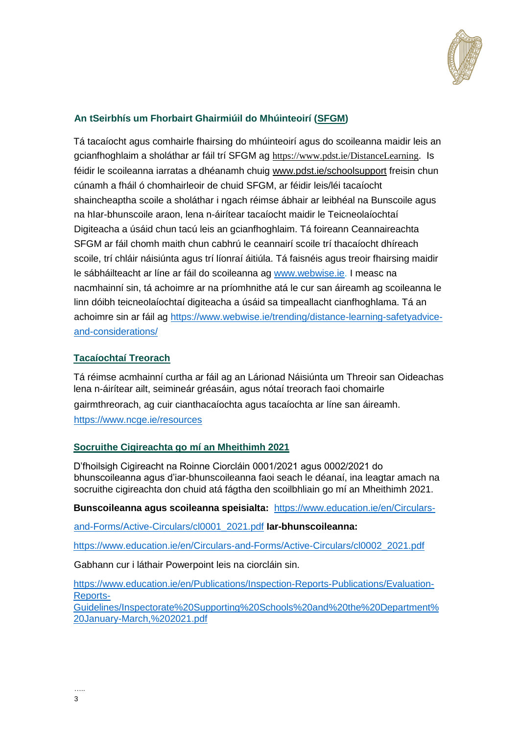**An tSeirbhís um Fhorbairt Ghairmiúil do Mhúinteoirí (SFGM)**

Tá tacaíocht agus comhairle fhairsing do mhúinteoirí agus do scoileanna maidir leis an gcianfhoghlaim a sholáthar ar fáil trí SFGM ag https://www.pdst.ie/DistanceLearning. Is féidir le scoileanna iarratas a dhéanamh chuig www.pdst.ie/schoolsupport freisin chun cúnamh a fháil ó chomhairleoir de chuid SFGM, ar féidir leis/léi tacaíocht shaincheaptha scoile a sholáthar i ngach réimse ábhair ar leibhéal na Bunscoile agus na hIar-bhunscoile araon, lena n-áirítear tacaíocht maidir le Teicneolaíochtaí Digiteacha a úsáid chun tacú leis an gcianfhoghlaim. Tá foireann Ceannaireachta SFGM ar fáil chomh maith chun cabhrú le ceannairí scoile trí thacaíocht dhíreach scoile, trí chláir náisiúnta agus trí líonraí áitiúla. Tá faisnéis agus treoir fhairsing maidir le sábháilteacht ar líne ar fáil do scoileanna ag www.webwise.ie. I measc na nacmhainní sin, tá achoimre ar na príomhnithe atá le cur san áireamh ag scoileanna le linn dóibh teicneolaíochtaí digiteacha a úsáid sa timpeallacht cianfhoghlama. Tá an achoimre sin ar fáil ag https://www.webwise.ie/trending/distance-learning-safetyadvice-and-considerations/

**Tacaíochtaí Treorach**

Tá réimse acmhainní curtha ar fáil ag an Lárionad Náisiúnta um Threoir san Oideachas lena n-áirítear ailt, seimineár gréasáin, agus nótaí treorach faoi chomairle gairmthreorach, ag cuir cianthacaíochta agus tacaíochta ar líne san áireamh. https://www.ncge.ie/resources

**Socruithe Cigireachta go mí an Mheithimh 2021**

D'fhoilsigh Cigireacht na Roinne Ciorcláin 0001/2021 agus 0002/2021 do bhunscoileanna agus d'iar-bhunscoileanna faoi seach le déanaí, ina leagtar amach na socruithe cigireachta don chuid atá fágtha den scoilbhliain go mí an Mheithimh 2021.

**Bunscoileanna agus scoileanna speisialta:** https://www.education.ie/en/Circulars-and-Forms/Active-Circulars/cl0001_2021.pdf **Iar-bhunscoileanna:** https://www.education.ie/en/Circulars-and-Forms/Active-Circulars/cl0002_2021.pdf

Gabhann cur i láthair Powerpoint leis na ciorcláin sin.

https://www.education.ie/en/Publications/Inspection-Reports-Publications/Evaluation-Reports-Guidelines/Inspectorate%20Supporting%20Schools%20and%20the%20Department%20January-March,%202021.pdf

…..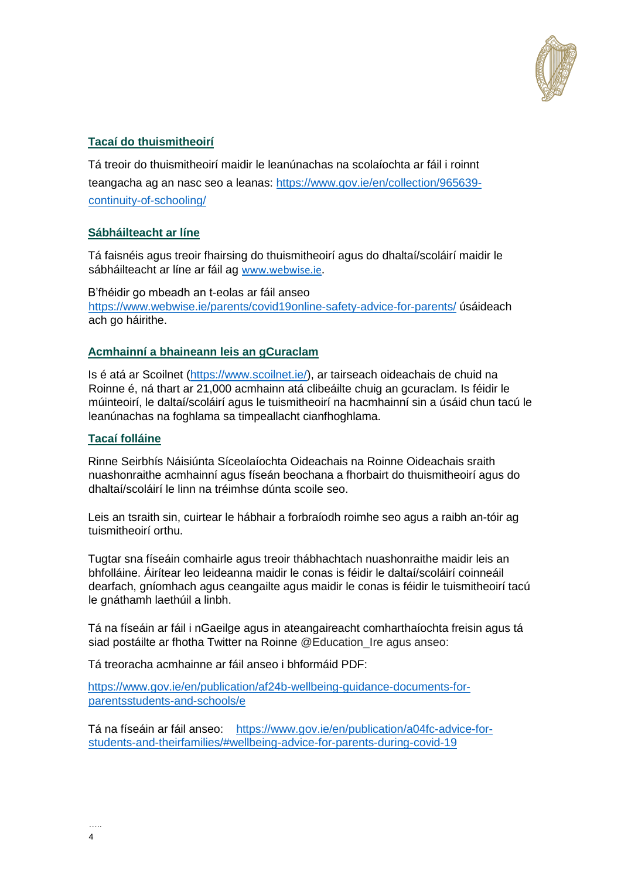## Tacaí do thuismitheoirí

Tá treoir do thuismitheoirí maidir le leanúnachas na scolaíochta ar fáil i roinnt teangacha ag an nasc seo a leanas: https://www.gov.ie/en/collection/965639-continuity-of-schooling/

## Sábháilteacht ar líne

Tá faisnéis agus treoir fhairsing do thuismitheoirí agus do dhaltaí/scoláirí maidir le sábháilteacht ar líne ar fáil ag www.webwise.ie.

B'fhéidir go mbeadh an t-eolas ar fáil anseo https://www.webwise.ie/parents/covid19online-safety-advice-for-parents/ úsáideach ach go háirithe.

## Acmhainní a bhaineann leis an gCuraclam

Is é atá ar Scoilnet (https://www.scoilnet.ie/), ar tairseach oideachais de chuid na Roinne é, ná thart ar 21,000 acmhainn atá clibeáilte chuig an gcuraclam. Is féidir le múinteoirí, le daltaí/scoláirí agus le tuismitheoirí na hacmhainní sin a úsáid chun tacú le leanúnachas na foghlama sa timpeallacht cianfhoghlama.

## Tacaí folláine

Rinne Seirbhís Náisiúnta Síceolaíochta Oideachais na Roinne Oideachais sraith nuashonraithe acmhainní agus físeán beochana a fhorbairt do thuismitheoirí agus do dhaltaí/scoláirí le linn na tréimhse dúnta scoile seo.

Leis an tsraith sin, cuirtear le hábhair a forbraíodh roimhe seo agus a raibh an-tóir ag tuismitheoirí orthu.

Tugtar sna físeáin comhairle agus treoir thábhachtach nuashonraithe maidir leis an bhfolláine. Áirítear leo leideanna maidir le conas is féidir le daltaí/scoláirí coinneáil dearfach, gníomhach agus ceangailte agus maidir le conas is féidir le tuismitheoirí tacú le gnáthamh laethúil a linbh.

Tá na físeáin ar fáil i nGaeilge agus in ateangaireacht comharthaíochta freisin agus tá siad postáilte ar fhotha Twitter na Roinne @Education_Ire agus anseo:

Tá treoracha acmhainne ar fáil anseo i bhformáid PDF:

https://www.gov.ie/en/publication/af24b-wellbeing-guidance-documents-for-parentsstudents-and-schools/e

Tá na físeáin ar fáil anseo: https://www.gov.ie/en/publication/a04fc-advice-for-students-and-theirfamilies/#wellbeing-advice-for-parents-during-covid-19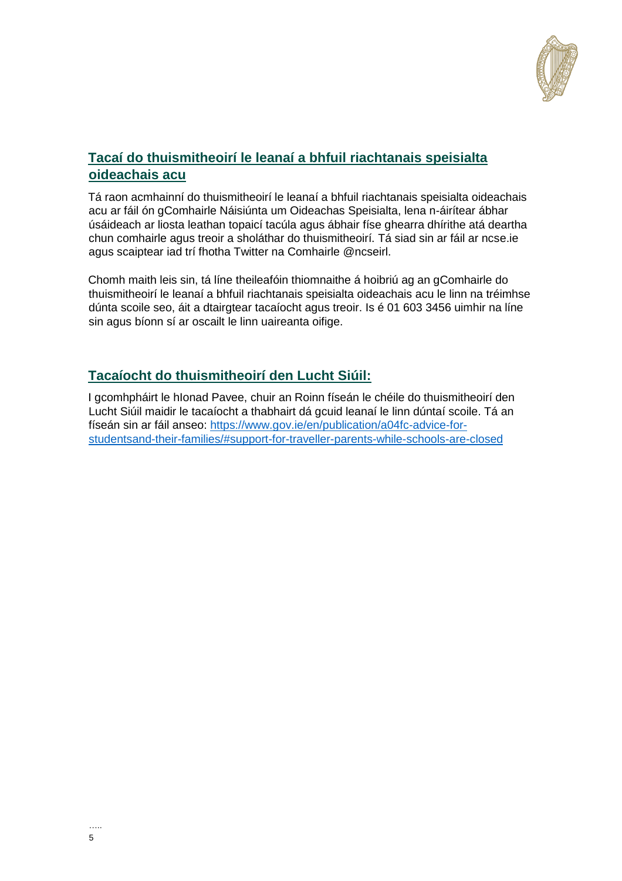## Tacaí do thuismitheoirí le leanaí a bhfuil riachtanais speisialta oideachais acu

Tá raon acmhainní do thuismitheoirí le leanaí a bhfuil riachtanais speisialta oideachais acu ar fáil ón gComhairle Náisiúnta um Oideachas Speisialta, lena n-áirítear ábhar úsáideach ar liosta leathan topaicí tacúla agus ábhair físe ghearra dhírithe atá deartha chun comhairle agus treoir a sholáthar do thuismitheoirí. Tá siad sin ar fáil ar ncse.ie agus scaiptear iad trí fhotha Twitter na Comhairle @ncseirl.

Chomh maith leis sin, tá líne theileafóin thiomnaithe á hoibriú ag an gComhairle do thuismitheoirí le leanaí a bhfuil riachtanais speisialta oideachais acu le linn na tréimhse dúnta scoile seo, áit a dtairgtear tacaíocht agus treoir. Is é 01 603 3456 uimhir na líne sin agus bíonn sí ar oscailt le linn uaireanta oifige.

## Tacaíocht do thuismitheoirí den Lucht Siúil:

I gcomhpháirt le hIonad Pavee, chuir an Roinn físeán le chéile do thuismitheoirí den Lucht Siúil maidir le tacaíocht a thabhairt dá gcuid leanaí le linn dúntaí scoile. Tá an físeán sin ar fáil anseo: [https://www.gov.ie/en/publication/a04fc-advice-for-studentsand-their-families/#support-for-traveller-parents-while-schools-are-closed](https://www.gov.ie/en/publication/a04fc-advice-for-studentsand-their-families/#support-for-traveller-parents-while-schools-are-closed)